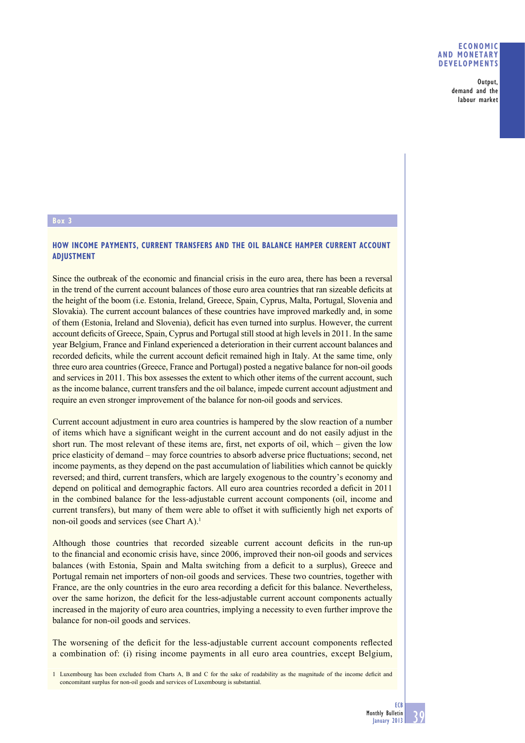**Box 3**

## HOW INCOME PAYMENTS, CURRENT TRANSFERS AND THE OIL BALANCE HAMPER CURRENT ACCOUNT ADJUSTMENT

Since the outbreak of the economic and financial crisis in the euro area, there has been a reversal in the trend of the current account balances of those euro area countries that ran sizeable deficits at the height of the boom (i.e. Estonia, Ireland, Greece, Spain, Cyprus, Malta, Portugal, Slovenia and Slovakia). The current account balances of these countries have improved markedly and, in some of them (Estonia, Ireland and Slovenia), deficit has even turned into surplus. However, the current account deficits of Greece, Spain, Cyprus and Portugal still stood at high levels in 2011. In the same year Belgium, France and Finland experienced a deterioration in their current account balances and recorded deficits, while the current account deficit remained high in Italy. At the same time, only three euro area countries (Greece, France and Portugal) posted a negative balance for non-oil goods and services in 2011. This box assesses the extent to which other items of the current account, such as the income balance, current transfers and the oil balance, impede current account adjustment and require an even stronger improvement of the balance for non-oil goods and services.

Current account adjustment in euro area countries is hampered by the slow reaction of a number of items which have a significant weight in the current account and do not easily adjust in the short run. The most relevant of these items are, first, net exports of oil, which – given the low price elasticity of demand – may force countries to absorb adverse price fluctuations; second, net income payments, as they depend on the past accumulation of liabilities which cannot be quickly reversed; and third, current transfers, which are largely exogenous to the country's economy and depend on political and demographic factors. All euro area countries recorded a deficit in 2011 in the combined balance for the less-adjustable current account components (oil, income and current transfers), but many of them were able to offset it with sufficiently high net exports of non-oil goods and services (see Chart A).[1]

Although those countries that recorded sizeable current account deficits in the run-up to the financial and economic crisis have, since 2006, improved their non-oil goods and services balances (with Estonia, Spain and Malta switching from a deficit to a surplus), Greece and Portugal remain net importers of non-oil goods and services. These two countries, together with France, are the only countries in the euro area recording a deficit for this balance. Nevertheless, over the same horizon, the deficit for the less-adjustable current account components actually increased in the majority of euro area countries, implying a necessity to even further improve the balance for non-oil goods and services.

The worsening of the deficit for the less-adjustable current account components reflected a combination of: (i) rising income payments in all euro area countries, except Belgium,

1 Luxembourg has been excluded from Charts A, B and C for the sake of readability as the magnitude of the income deficit and concomitant surplus for non-oil goods and services of Luxembourg is substantial.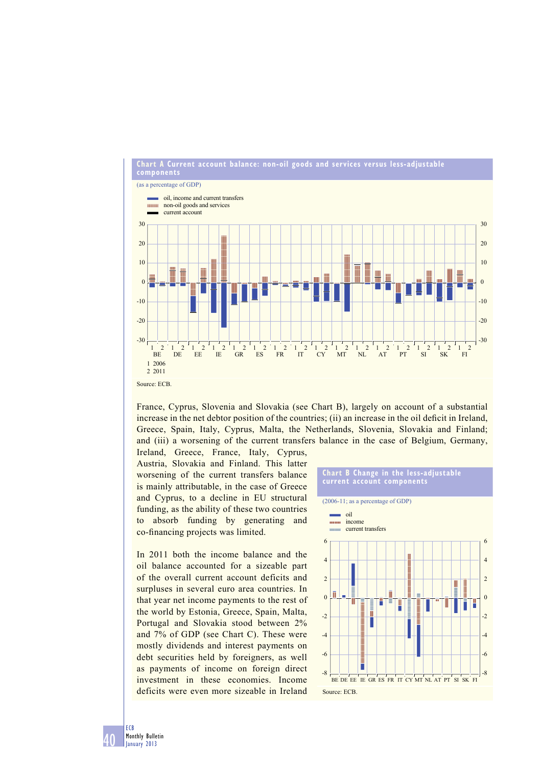**Chart A Current account balance: non-oil goods and services versus less-adjustable components**

(as a percentage of GDP)

- oil, income and current transfers
- non-oil goods and services
- current account

1 2006
2 2011

Source: ECB.

France, Cyprus, Slovenia and Slovakia (see Chart B), largely on account of a substantial increase in the net debtor position of the countries; (ii) an increase in the oil deficit in Ireland, Greece, Spain, Italy, Cyprus, Malta, the Netherlands, Slovenia, Slovakia and Finland; and (iii) a worsening of the current transfers balance in the case of Belgium, Germany, Ireland, Greece, France, Italy, Cyprus, Austria, Slovakia and Finland. This latter worsening of the current transfers balance is mainly attributable, in the case of Greece and Cyprus, to a decline in EU structural funding, as the ability of these two countries to absorb funding by generating and co-financing projects was limited.

In 2011 both the income balance and the oil balance accounted for a sizeable part of the overall current account deficits and surpluses in several euro area countries. In that year net income payments to the rest of the world by Estonia, Greece, Spain, Malta, Portugal and Slovakia stood between 2% and 7% of GDP (see Chart C). These were mostly dividends and interest payments on debt securities held by foreigners, as well as payments of income on foreign direct investment in these economies. Income deficits were even more sizeable in Ireland

**Chart B Change in the less-adjustable current account components**

(2006-11; as a percentage of GDP)

- oil
- income
- current transfers

Source: ECB.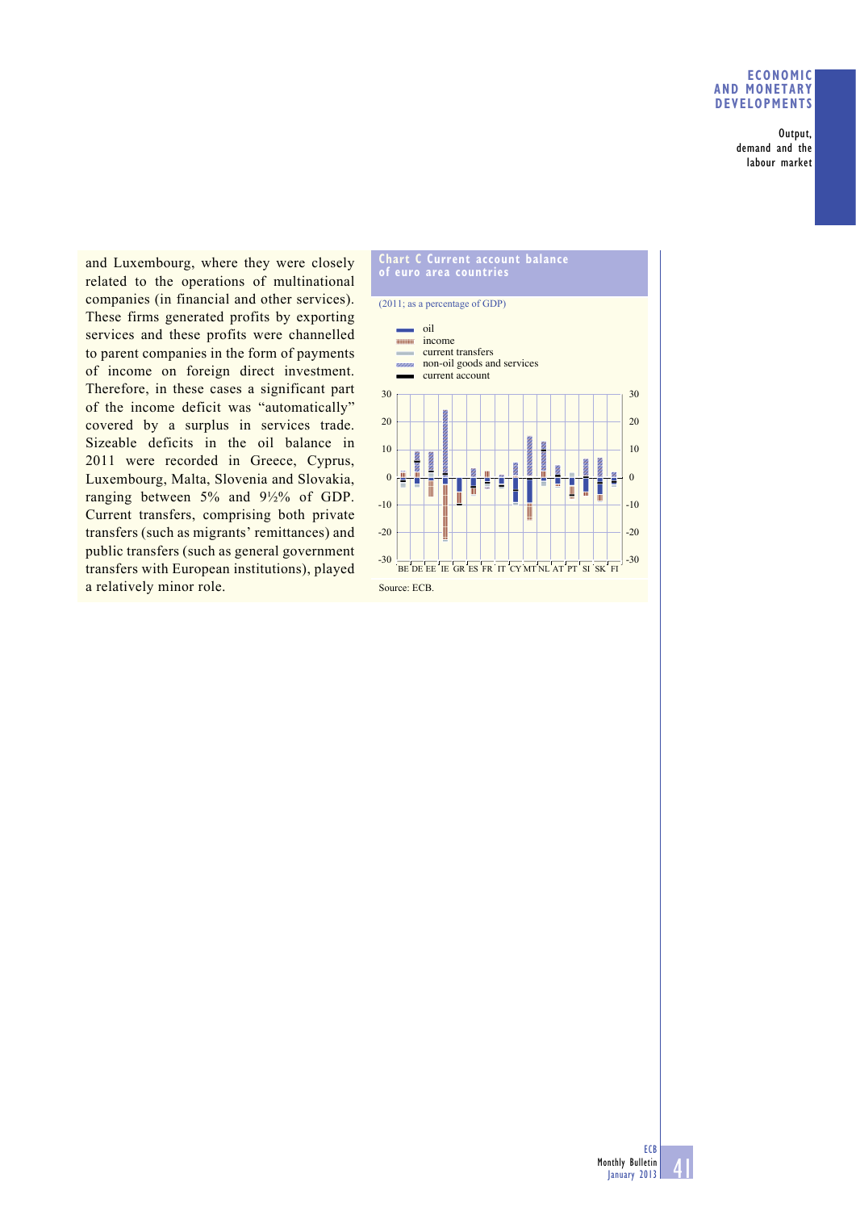and Luxembourg, where they were closely related to the operations of multinational companies (in financial and other services). These firms generated profits by exporting services and these profits were channelled to parent companies in the form of payments of income on foreign direct investment. Therefore, in these cases a significant part of the income deficit was "automatically" covered by a surplus in services trade. Sizeable deficits in the oil balance in 2011 were recorded in Greece, Cyprus, Luxembourg, Malta, Slovenia and Slovakia, ranging between 5% and 9½% of GDP. Current transfers, comprising both private transfers (such as migrants' remittances) and public transfers (such as general government transfers with European institutions), played a relatively minor role.

**Chart C Current account balance of euro area countries**

(2011; as a percentage of GDP)

oil
income
current transfers
non-oil goods and services
current account

30
20
10
0
-10
-20
-30

BE DE EE IE GR ES FR IT CY MT NL AT PT SI SK FI

Source: ECB.